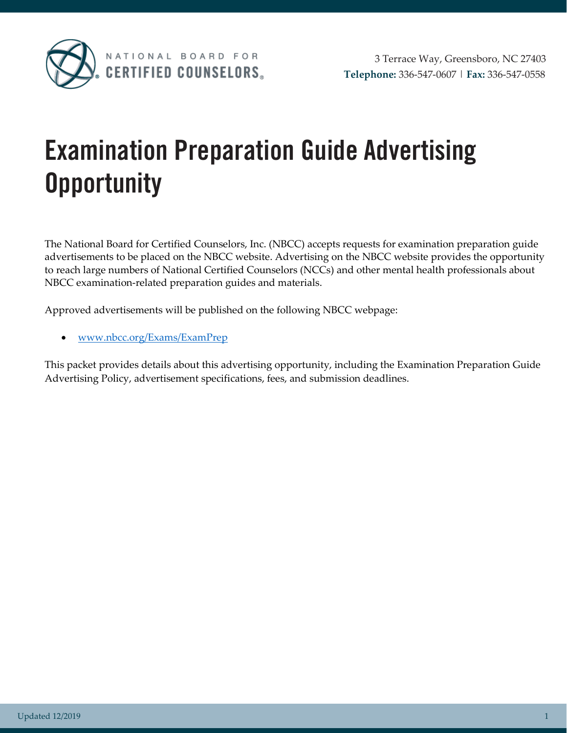NATIONAL BOARD FOR CERTIFIED COUNSELORS

3 Terrace Way, Greensboro, NC 27403
**Telephone:** 336-547-0607 | **Fax:** 336-547-0558

# Examination Preparation Guide Advertising Opportunity

The National Board for Certified Counselors, Inc. (NBCC) accepts requests for examination preparation guide advertisements to be placed on the NBCC website. Advertising on the NBCC website provides the opportunity to reach large numbers of National Certified Counselors (NCCs) and other mental health professionals about NBCC examination-related preparation guides and materials.

Approved advertisements will be published on the following NBCC webpage:

- www.nbcc.org/Exams/ExamPrep

This packet provides details about this advertising opportunity, including the Examination Preparation Guide Advertising Policy, advertisement specifications, fees, and submission deadlines.

Updated 12/2019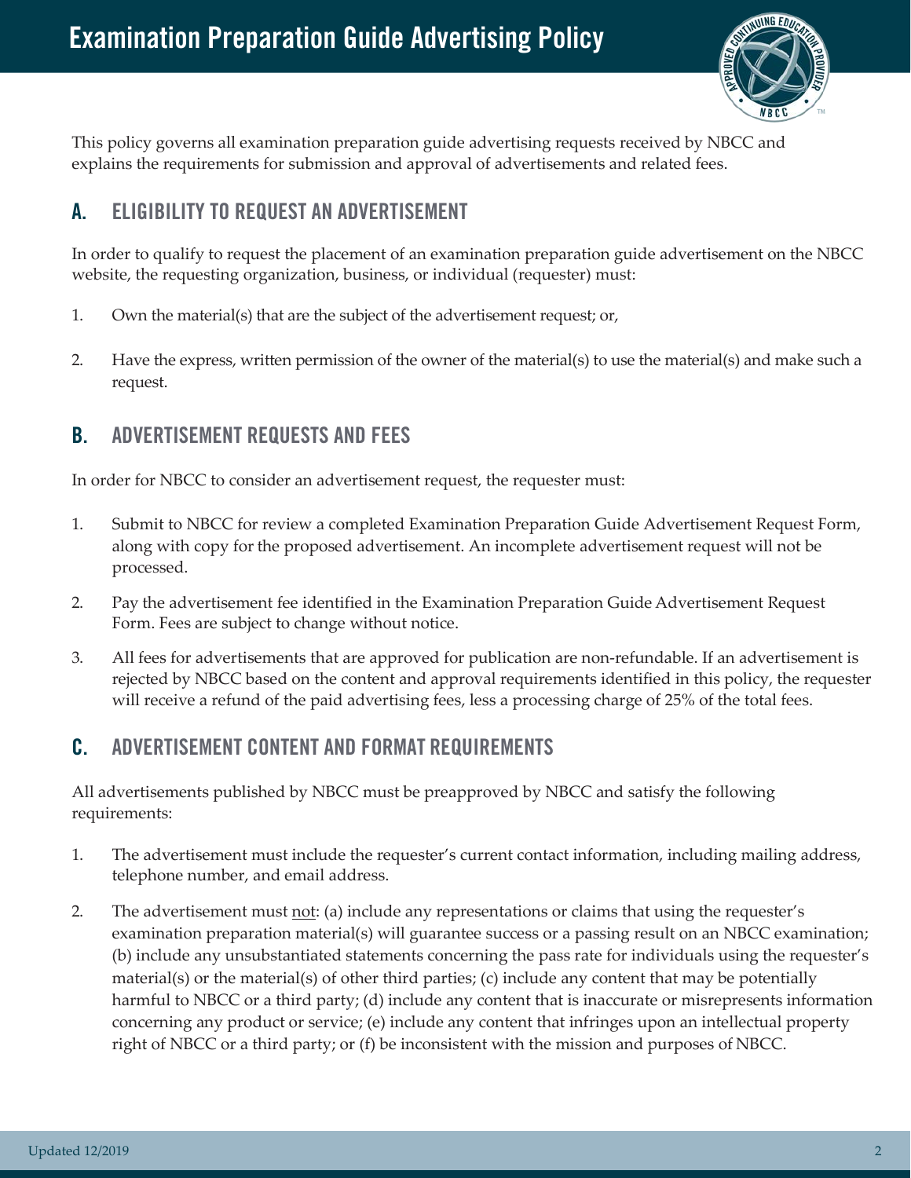# Examination Preparation Guide Advertising Policy

This policy governs all examination preparation guide advertising requests received by NBCC and explains the requirements for submission and approval of advertisements and related fees.

## A. ELIGIBILITY TO REQUEST AN ADVERTISEMENT

In order to qualify to request the placement of an examination preparation guide advertisement on the NBCC website, the requesting organization, business, or individual (requester) must:

1. Own the material(s) that are the subject of the advertisement request; or,
2. Have the express, written permission of the owner of the material(s) to use the material(s) and make such a request.

## B. ADVERTISEMENT REQUESTS AND FEES

In order for NBCC to consider an advertisement request, the requester must:

1. Submit to NBCC for review a completed Examination Preparation Guide Advertisement Request Form, along with copy for the proposed advertisement. An incomplete advertisement request will not be processed.
2. Pay the advertisement fee identified in the Examination Preparation Guide Advertisement Request Form. Fees are subject to change without notice.
3. All fees for advertisements that are approved for publication are non-refundable. If an advertisement is rejected by NBCC based on the content and approval requirements identified in this policy, the requester will receive a refund of the paid advertising fees, less a processing charge of 25% of the total fees.

## C. ADVERTISEMENT CONTENT AND FORMAT REQUIREMENTS

All advertisements published by NBCC must be preapproved by NBCC and satisfy the following requirements:

1. The advertisement must include the requester's current contact information, including mailing address, telephone number, and email address.
2. The advertisement must not: (a) include any representations or claims that using the requester's examination preparation material(s) will guarantee success or a passing result on an NBCC examination; (b) include any unsubstantiated statements concerning the pass rate for individuals using the requester's material(s) or the material(s) of other third parties; (c) include any content that may be potentially harmful to NBCC or a third party; (d) include any content that is inaccurate or misrepresents information concerning any product or service; (e) include any content that infringes upon an intellectual property right of NBCC or a third party; or (f) be inconsistent with the mission and purposes of NBCC.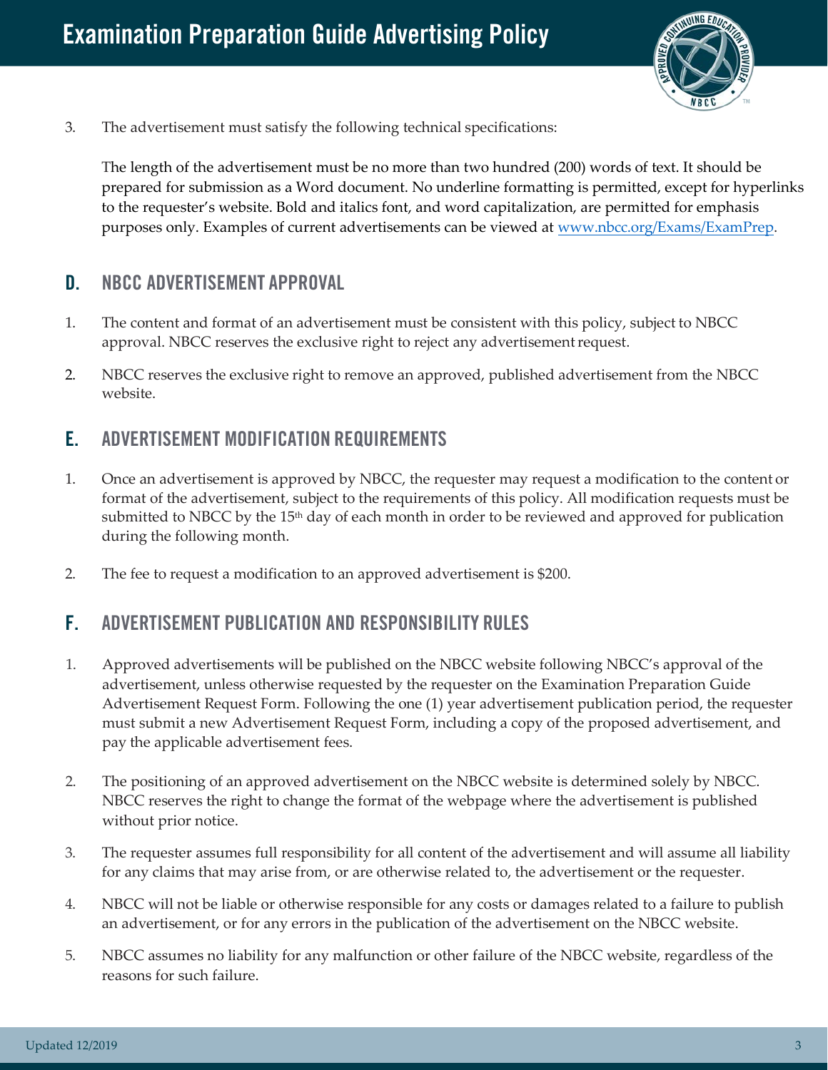3. The advertisement must satisfy the following technical specifications:

   The length of the advertisement must be no more than two hundred (200) words of text. It should be prepared for submission as a Word document. No underline formatting is permitted, except for hyperlinks to the requester's website. Bold and italics font, and word capitalization, are permitted for emphasis purposes only. Examples of current advertisements can be viewed at [www.nbcc.org/Exams/ExamPrep](http://www.nbcc.org/Exams/ExamPrep).

## D. NBCC ADVERTISEMENT APPROVAL

1. The content and format of an advertisement must be consistent with this policy, subject to NBCC approval. NBCC reserves the exclusive right to reject any advertisement request.
2. NBCC reserves the exclusive right to remove an approved, published advertisement from the NBCC website.

## E. ADVERTISEMENT MODIFICATION REQUIREMENTS

1. Once an advertisement is approved by NBCC, the requester may request a modification to the content or format of the advertisement, subject to the requirements of this policy. All modification requests must be submitted to NBCC by the 15th day of each month in order to be reviewed and approved for publication during the following month.
2. The fee to request a modification to an approved advertisement is $200.

## F. ADVERTISEMENT PUBLICATION AND RESPONSIBILITY RULES

1. Approved advertisements will be published on the NBCC website following NBCC's approval of the advertisement, unless otherwise requested by the requester on the Examination Preparation Guide Advertisement Request Form. Following the one (1) year advertisement publication period, the requester must submit a new Advertisement Request Form, including a copy of the proposed advertisement, and pay the applicable advertisement fees.
2. The positioning of an approved advertisement on the NBCC website is determined solely by NBCC. NBCC reserves the right to change the format of the webpage where the advertisement is published without prior notice.
3. The requester assumes full responsibility for all content of the advertisement and will assume all liability for any claims that may arise from, or are otherwise related to, the advertisement or the requester.
4. NBCC will not be liable or otherwise responsible for any costs or damages related to a failure to publish an advertisement, or for any errors in the publication of the advertisement on the NBCC website.
5. NBCC assumes no liability for any malfunction or other failure of the NBCC website, regardless of the reasons for such failure.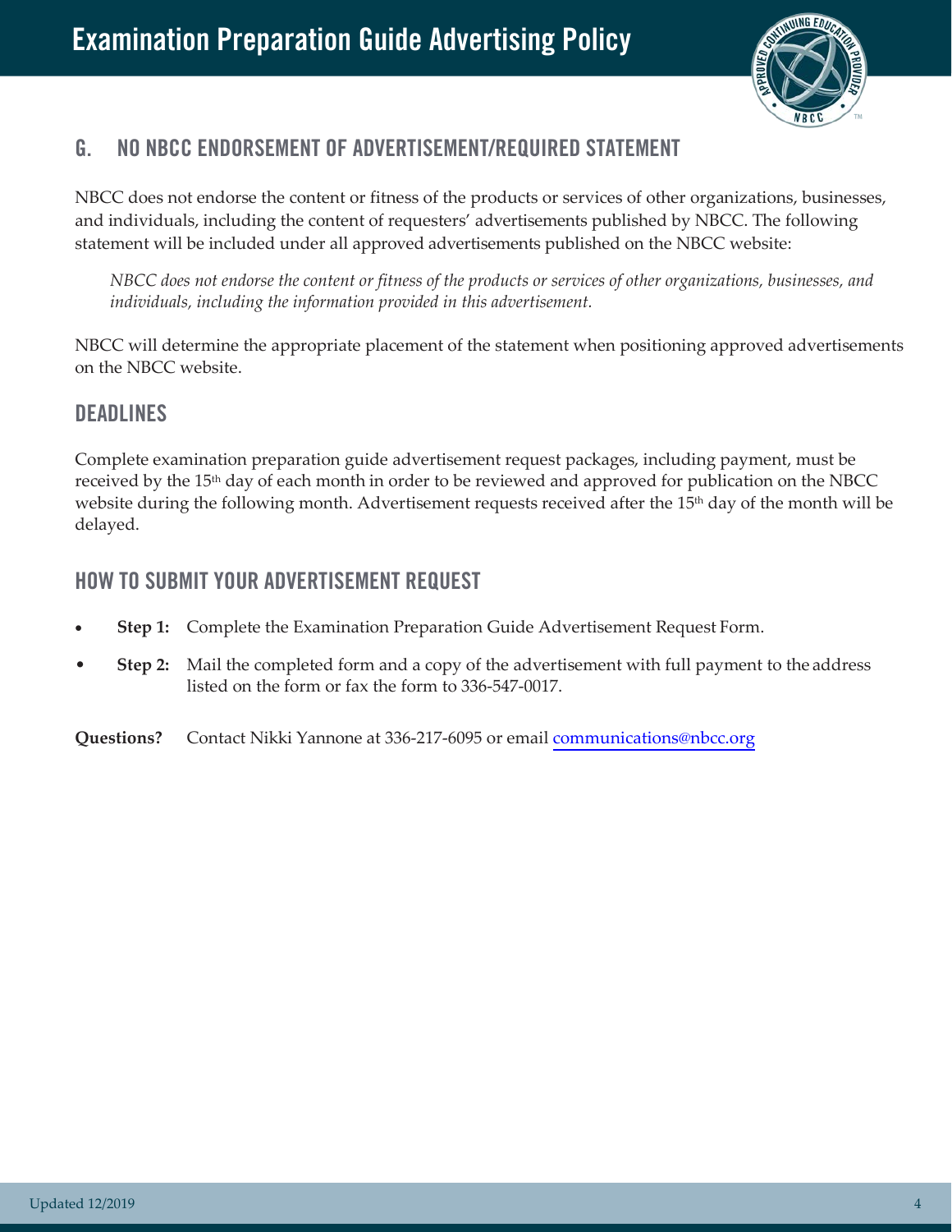## G. NO NBCC ENDORSEMENT OF ADVERTISEMENT/REQUIRED STATEMENT

NBCC does not endorse the content or fitness of the products or services of other organizations, businesses, and individuals, including the content of requesters' advertisements published by NBCC. The following statement will be included under all approved advertisements published on the NBCC website:

> *NBCC does not endorse the content or fitness of the products or services of other organizations, businesses, and individuals, including the information provided in this advertisement.*

NBCC will determine the appropriate placement of the statement when positioning approved advertisements on the NBCC website.

## DEADLINES

Complete examination preparation guide advertisement request packages, including payment, must be received by the 15th day of each month in order to be reviewed and approved for publication on the NBCC website during the following month. Advertisement requests received after the 15th day of the month will be delayed.

## HOW TO SUBMIT YOUR ADVERTISEMENT REQUEST

- **Step 1:** Complete the Examination Preparation Guide Advertisement Request Form.
- **Step 2:** Mail the completed form and a copy of the advertisement with full payment to the address listed on the form or fax the form to 336-547-0017.

**Questions?** Contact Nikki Yannone at 336-217-6095 or email communications@nbcc.org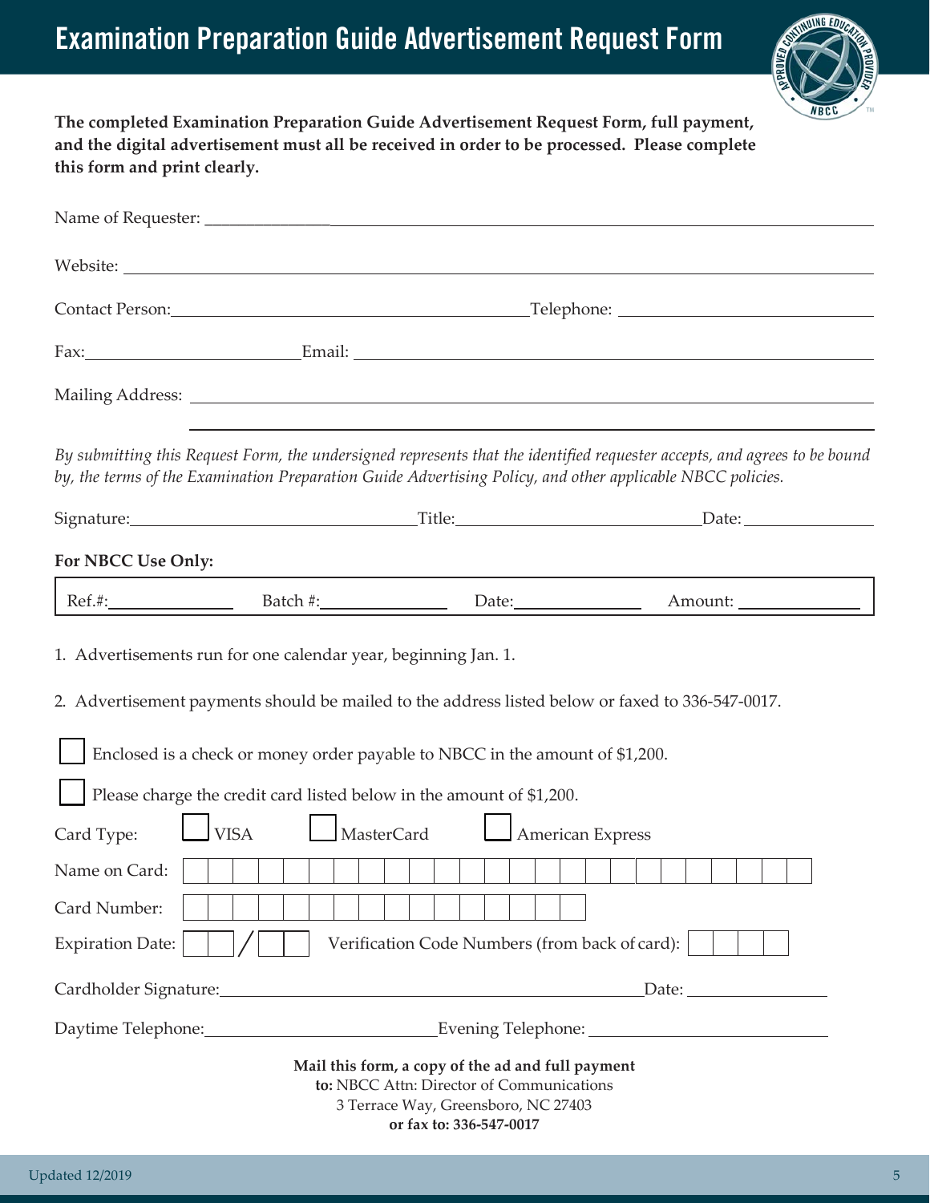# Examination Preparation Guide Advertisement Request Form

**The completed Examination Preparation Guide Advertisement Request Form, full payment, and the digital advertisement must all be received in order to be processed. Please complete this form and print clearly.**

Name of Requester: ______________________________

Website: ______________________________

Contact Person: ______________________________ Telephone: ______________________________

Fax: ______________________________ Email: ______________________________

Mailing Address: ______________________________

______________________________

*By submitting this Request Form, the undersigned represents that the identified requester accepts, and agrees to be bound by, the terms of the Examination Preparation Guide Advertising Policy, and other applicable NBCC policies.*

Signature: ______________________________ Title: ______________________________ Date: ______________

**For NBCC Use Only:**

| Ref.#: ______________ | Batch #: ______________ | Date: ______________ | Amount: ______________ |
|---|---|---|---|

1. Advertisements run for one calendar year, beginning Jan. 1.

2. Advertisement payments should be mailed to the address listed below or faxed to 336-547-0017.

☐ Enclosed is a check or money order payable to NBCC in the amount of $1,200.

☐ Please charge the credit card listed below in the amount of $1,200.

Card Type: ☐ VISA ☐ MasterCard ☐ American Express

Name on Card: ______________________________

Card Number: ______________________________

Expiration Date: ____ / ____ Verification Code Numbers (from back of card): ______

Cardholder Signature: ______________________________ Date: ______________

Daytime Telephone: ______________________________ Evening Telephone: ______________________________

**Mail this form, a copy of the ad and full payment**
**to:** NBCC Attn: Director of Communications
3 Terrace Way, Greensboro, NC 27403
**or fax to: 336-547-0017**

Updated 12/2019